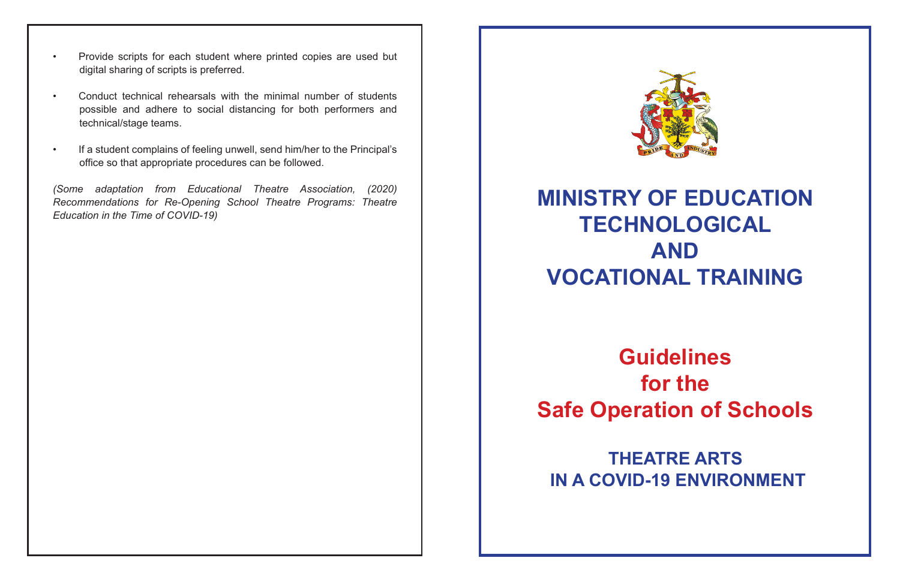- Provide scripts for each student where printed copies are used but digital sharing of scripts is preferred.

- Conduct technical rehearsals with the minimal number of students possible and adhere to social distancing for both performers and technical/stage teams.

- If a student complains of feeling unwell, send him/her to the Principal's office so that appropriate procedures can be followed.

*(Some adaptation from Educational Theatre Association, (2020) Recommendations for Re-Opening School Theatre Programs: Theatre Education in the Time of COVID-19)*

# MINISTRY OF EDUCATION TECHNOLOGICAL AND VOCATIONAL TRAINING

# Guidelines for the Safe Operation of Schools

## THEATRE ARTS IN A COVID-19 ENVIRONMENT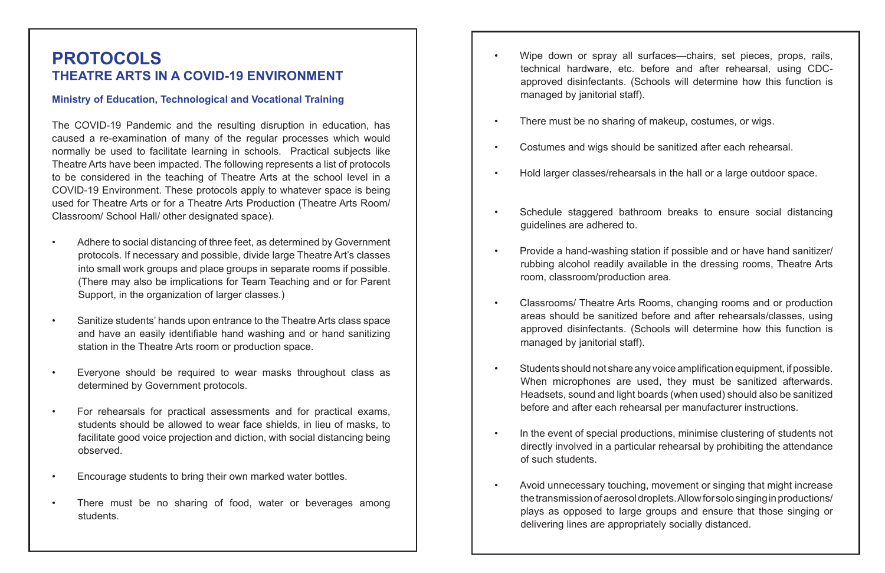# PROTOCOLS

## THEATRE ARTS IN A COVID-19 ENVIRONMENT

### Ministry of Education, Technological and Vocational Training

The COVID-19 Pandemic and the resulting disruption in education, has caused a re-examination of many of the regular processes which would normally be used to facilitate learning in schools. Practical subjects like Theatre Arts have been impacted. The following represents a list of protocols to be considered in the teaching of Theatre Arts at the school level in a COVID-19 Environment. These protocols apply to whatever space is being used for Theatre Arts or for a Theatre Arts Production (Theatre Arts Room/ Classroom/ School Hall/ other designated space).

- Adhere to social distancing of three feet, as determined by Government protocols. If necessary and possible, divide large Theatre Art's classes into small work groups and place groups in separate rooms if possible. (There may also be implications for Team Teaching and or for Parent Support, in the organization of larger classes.)
- Sanitize students' hands upon entrance to the Theatre Arts class space and have an easily identifiable hand washing and or hand sanitizing station in the Theatre Arts room or production space.
- Everyone should be required to wear masks throughout class as determined by Government protocols.
- For rehearsals for practical assessments and for practical exams, students should be allowed to wear face shields, in lieu of masks, to facilitate good voice projection and diction, with social distancing being observed.
- Encourage students to bring their own marked water bottles.
- There must be no sharing of food, water or beverages among students.
- Wipe down or spray all surfaces—chairs, set pieces, props, rails, technical hardware, etc. before and after rehearsal, using CDC-approved disinfectants. (Schools will determine how this function is managed by janitorial staff).
- There must be no sharing of makeup, costumes, or wigs.
- Costumes and wigs should be sanitized after each rehearsal.
- Hold larger classes/rehearsals in the hall or a large outdoor space.
- Schedule staggered bathroom breaks to ensure social distancing guidelines are adhered to.
- Provide a hand-washing station if possible and or have hand sanitizer/ rubbing alcohol readily available in the dressing rooms, Theatre Arts room, classroom/production area.
- Classrooms/ Theatre Arts Rooms, changing rooms and or production areas should be sanitized before and after rehearsals/classes, using approved disinfectants. (Schools will determine how this function is managed by janitorial staff).
- Students should not share any voice amplification equipment, if possible. When microphones are used, they must be sanitized afterwards. Headsets, sound and light boards (when used) should also be sanitized before and after each rehearsal per manufacturer instructions.
- In the event of special productions, minimise clustering of students not directly involved in a particular rehearsal by prohibiting the attendance of such students.
- Avoid unnecessary touching, movement or singing that might increase the transmission of aerosol droplets. Allow for solo singing in productions/ plays as opposed to large groups and ensure that those singing or delivering lines are appropriately socially distanced.